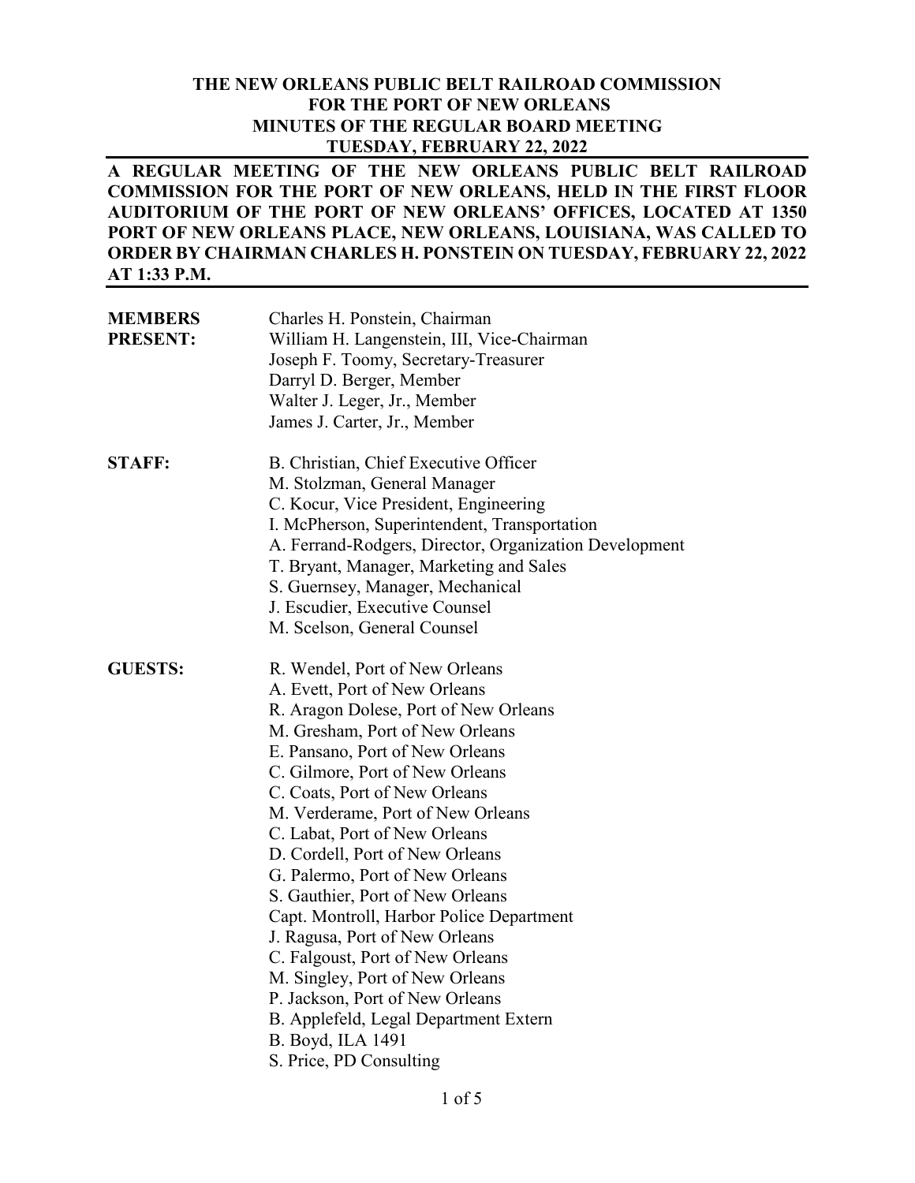**THE NEW ORLEANS PUBLIC BELT RAILROAD COMMISSION**
**FOR THE PORT OF NEW ORLEANS**
**MINUTES OF THE REGULAR BOARD MEETING**
**TUESDAY, FEBRUARY 22, 2022**

**A REGULAR MEETING OF THE NEW ORLEANS PUBLIC BELT RAILROAD COMMISSION FOR THE PORT OF NEW ORLEANS, HELD IN THE FIRST FLOOR AUDITORIUM OF THE PORT OF NEW ORLEANS' OFFICES, LOCATED AT 1350 PORT OF NEW ORLEANS PLACE, NEW ORLEANS, LOUISIANA, WAS CALLED TO ORDER BY CHAIRMAN CHARLES H. PONSTEIN ON TUESDAY, FEBRUARY 22, 2022 AT 1:33 P.M.**

**MEMBERS PRESENT:**

Charles H. Ponstein, Chairman
William H. Langenstein, III, Vice-Chairman
Joseph F. Toomy, Secretary-Treasurer
Darryl D. Berger, Member
Walter J. Leger, Jr., Member
James J. Carter, Jr., Member

**STAFF:**

B. Christian, Chief Executive Officer
M. Stolzman, General Manager
C. Kocur, Vice President, Engineering
I. McPherson, Superintendent, Transportation
A. Ferrand-Rodgers, Director, Organization Development
T. Bryant, Manager, Marketing and Sales
S. Guernsey, Manager, Mechanical
J. Escudier, Executive Counsel
M. Scelson, General Counsel

**GUESTS:**

R. Wendel, Port of New Orleans
A. Evett, Port of New Orleans
R. Aragon Dolese, Port of New Orleans
M. Gresham, Port of New Orleans
E. Pansano, Port of New Orleans
C. Gilmore, Port of New Orleans
C. Coats, Port of New Orleans
M. Verderame, Port of New Orleans
C. Labat, Port of New Orleans
D. Cordell, Port of New Orleans
G. Palermo, Port of New Orleans
S. Gauthier, Port of New Orleans
Capt. Montroll, Harbor Police Department
J. Ragusa, Port of New Orleans
C. Falgoust, Port of New Orleans
M. Singley, Port of New Orleans
P. Jackson, Port of New Orleans
B. Applefeld, Legal Department Extern
B. Boyd, ILA 1491
S. Price, PD Consulting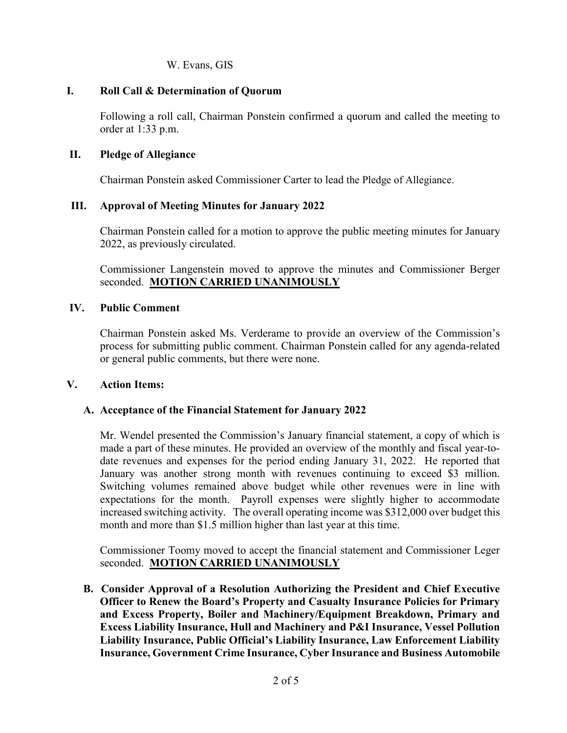W. Evans, GIS

## I. Roll Call & Determination of Quorum

Following a roll call, Chairman Ponstein confirmed a quorum and called the meeting to order at 1:33 p.m.

## II. Pledge of Allegiance

Chairman Ponstein asked Commissioner Carter to lead the Pledge of Allegiance.

## III. Approval of Meeting Minutes for January 2022

Chairman Ponstein called for a motion to approve the public meeting minutes for January 2022, as previously circulated.

Commissioner Langenstein moved to approve the minutes and Commissioner Berger seconded. **MOTION CARRIED UNANIMOUSLY**

## IV. Public Comment

Chairman Ponstein asked Ms. Verderame to provide an overview of the Commission's process for submitting public comment. Chairman Ponstein called for any agenda-related or general public comments, but there were none.

## V. Action Items:

### A. Acceptance of the Financial Statement for January 2022

Mr. Wendel presented the Commission's January financial statement, a copy of which is made a part of these minutes. He provided an overview of the monthly and fiscal year-to-date revenues and expenses for the period ending January 31, 2022. He reported that January was another strong month with revenues continuing to exceed $3 million. Switching volumes remained above budget while other revenues were in line with expectations for the month. Payroll expenses were slightly higher to accommodate increased switching activity. The overall operating income was $312,000 over budget this month and more than $1.5 million higher than last year at this time.

Commissioner Toomy moved to accept the financial statement and Commissioner Leger seconded. **MOTION CARRIED UNANIMOUSLY**

### B. Consider Approval of a Resolution Authorizing the President and Chief Executive Officer to Renew the Board's Property and Casualty Insurance Policies for Primary and Excess Property, Boiler and Machinery/Equipment Breakdown, Primary and Excess Liability Insurance, Hull and Machinery and P&I Insurance, Vessel Pollution Liability Insurance, Public Official's Liability Insurance, Law Enforcement Liability Insurance, Government Crime Insurance, Cyber Insurance and Business Automobile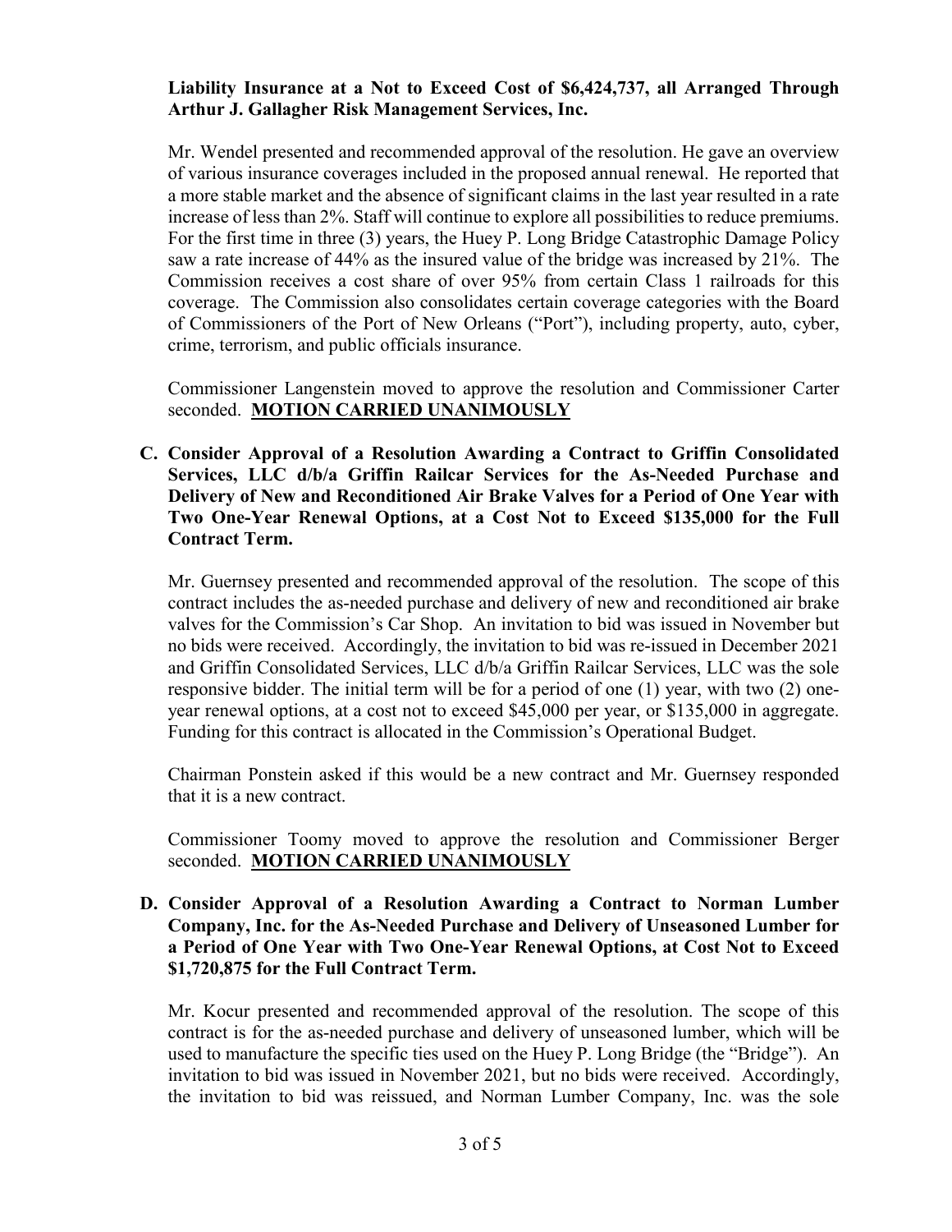**Liability Insurance at a Not to Exceed Cost of $6,424,737, all Arranged Through Arthur J. Gallagher Risk Management Services, Inc.**

Mr. Wendel presented and recommended approval of the resolution. He gave an overview of various insurance coverages included in the proposed annual renewal. He reported that a more stable market and the absence of significant claims in the last year resulted in a rate increase of less than 2%. Staff will continue to explore all possibilities to reduce premiums. For the first time in three (3) years, the Huey P. Long Bridge Catastrophic Damage Policy saw a rate increase of 44% as the insured value of the bridge was increased by 21%. The Commission receives a cost share of over 95% from certain Class 1 railroads for this coverage. The Commission also consolidates certain coverage categories with the Board of Commissioners of the Port of New Orleans ("Port"), including property, auto, cyber, crime, terrorism, and public officials insurance.

Commissioner Langenstein moved to approve the resolution and Commissioner Carter seconded. **MOTION CARRIED UNANIMOUSLY**

**C. Consider Approval of a Resolution Awarding a Contract to Griffin Consolidated Services, LLC d/b/a Griffin Railcar Services for the As-Needed Purchase and Delivery of New and Reconditioned Air Brake Valves for a Period of One Year with Two One-Year Renewal Options, at a Cost Not to Exceed $135,000 for the Full Contract Term.**

Mr. Guernsey presented and recommended approval of the resolution. The scope of this contract includes the as-needed purchase and delivery of new and reconditioned air brake valves for the Commission's Car Shop. An invitation to bid was issued in November but no bids were received. Accordingly, the invitation to bid was re-issued in December 2021 and Griffin Consolidated Services, LLC d/b/a Griffin Railcar Services, LLC was the sole responsive bidder. The initial term will be for a period of one (1) year, with two (2) one-year renewal options, at a cost not to exceed $45,000 per year, or $135,000 in aggregate. Funding for this contract is allocated in the Commission's Operational Budget.

Chairman Ponstein asked if this would be a new contract and Mr. Guernsey responded that it is a new contract.

Commissioner Toomy moved to approve the resolution and Commissioner Berger seconded. **MOTION CARRIED UNANIMOUSLY**

**D. Consider Approval of a Resolution Awarding a Contract to Norman Lumber Company, Inc. for the As-Needed Purchase and Delivery of Unseasoned Lumber for a Period of One Year with Two One-Year Renewal Options, at Cost Not to Exceed $1,720,875 for the Full Contract Term.**

Mr. Kocur presented and recommended approval of the resolution. The scope of this contract is for the as-needed purchase and delivery of unseasoned lumber, which will be used to manufacture the specific ties used on the Huey P. Long Bridge (the "Bridge"). An invitation to bid was issued in November 2021, but no bids were received. Accordingly, the invitation to bid was reissued, and Norman Lumber Company, Inc. was the sole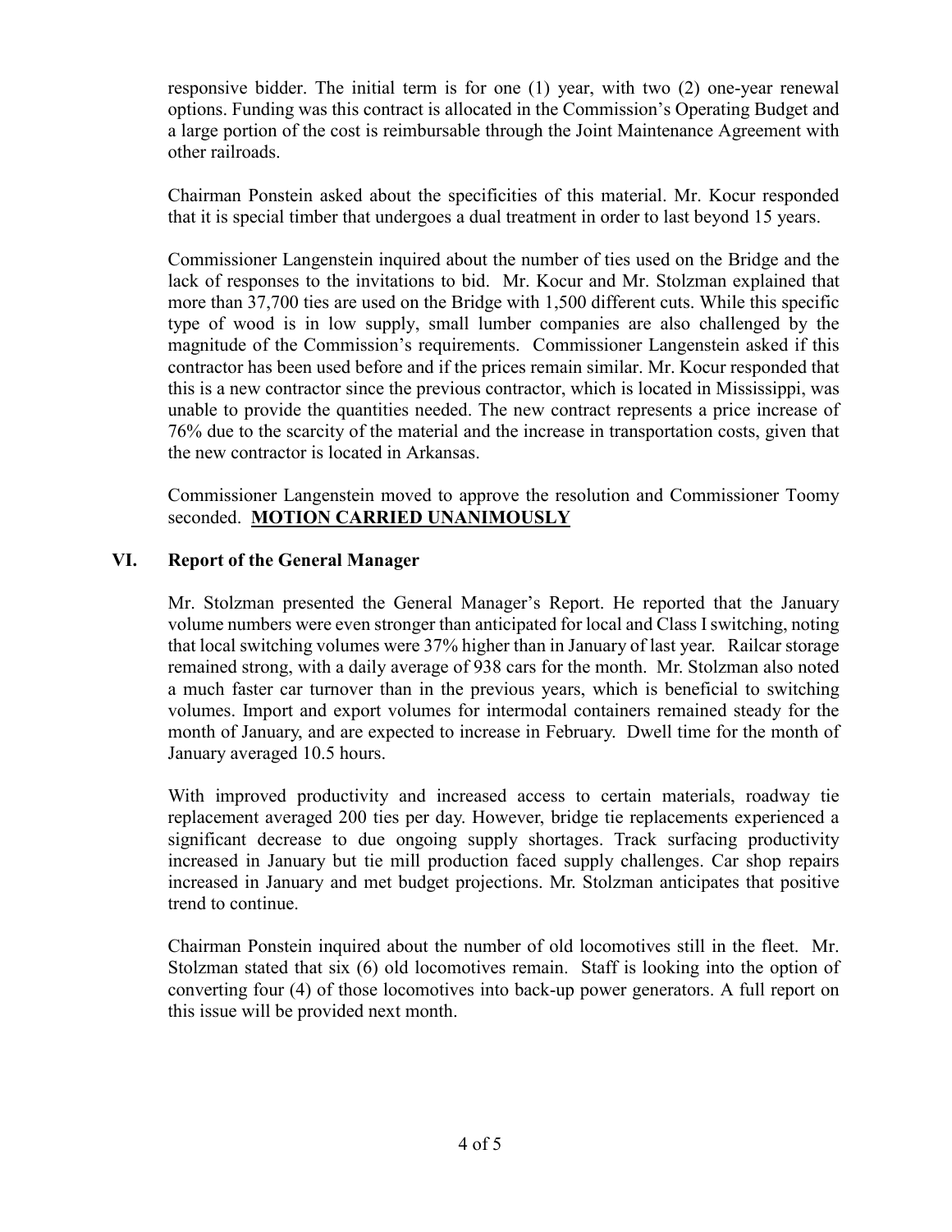responsive bidder. The initial term is for one (1) year, with two (2) one-year renewal options. Funding was this contract is allocated in the Commission's Operating Budget and a large portion of the cost is reimbursable through the Joint Maintenance Agreement with other railroads.

Chairman Ponstein asked about the specificities of this material. Mr. Kocur responded that it is special timber that undergoes a dual treatment in order to last beyond 15 years.

Commissioner Langenstein inquired about the number of ties used on the Bridge and the lack of responses to the invitations to bid. Mr. Kocur and Mr. Stolzman explained that more than 37,700 ties are used on the Bridge with 1,500 different cuts. While this specific type of wood is in low supply, small lumber companies are also challenged by the magnitude of the Commission's requirements. Commissioner Langenstein asked if this contractor has been used before and if the prices remain similar. Mr. Kocur responded that this is a new contractor since the previous contractor, which is located in Mississippi, was unable to provide the quantities needed. The new contract represents a price increase of 76% due to the scarcity of the material and the increase in transportation costs, given that the new contractor is located in Arkansas.

Commissioner Langenstein moved to approve the resolution and Commissioner Toomy seconded. **MOTION CARRIED UNANIMOUSLY**

## VI. Report of the General Manager

Mr. Stolzman presented the General Manager's Report. He reported that the January volume numbers were even stronger than anticipated for local and Class I switching, noting that local switching volumes were 37% higher than in January of last year. Railcar storage remained strong, with a daily average of 938 cars for the month. Mr. Stolzman also noted a much faster car turnover than in the previous years, which is beneficial to switching volumes. Import and export volumes for intermodal containers remained steady for the month of January, and are expected to increase in February. Dwell time for the month of January averaged 10.5 hours.

With improved productivity and increased access to certain materials, roadway tie replacement averaged 200 ties per day. However, bridge tie replacements experienced a significant decrease to due ongoing supply shortages. Track surfacing productivity increased in January but tie mill production faced supply challenges. Car shop repairs increased in January and met budget projections. Mr. Stolzman anticipates that positive trend to continue.

Chairman Ponstein inquired about the number of old locomotives still in the fleet. Mr. Stolzman stated that six (6) old locomotives remain. Staff is looking into the option of converting four (4) of those locomotives into back-up power generators. A full report on this issue will be provided next month.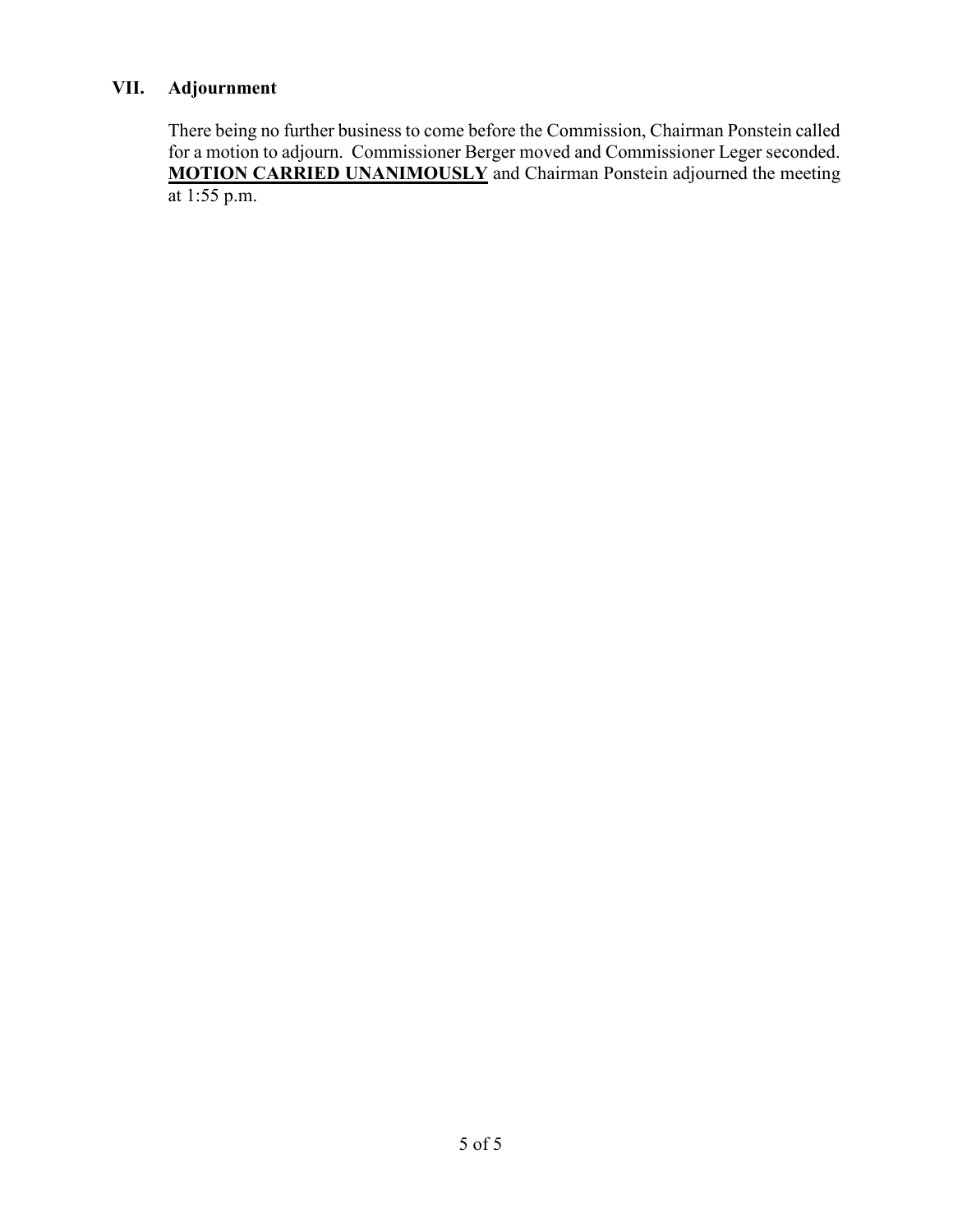## VII. Adjournment

There being no further business to come before the Commission, Chairman Ponstein called for a motion to adjourn. Commissioner Berger moved and Commissioner Leger seconded. **MOTION CARRIED UNANIMOUSLY** and Chairman Ponstein adjourned the meeting at 1:55 p.m.